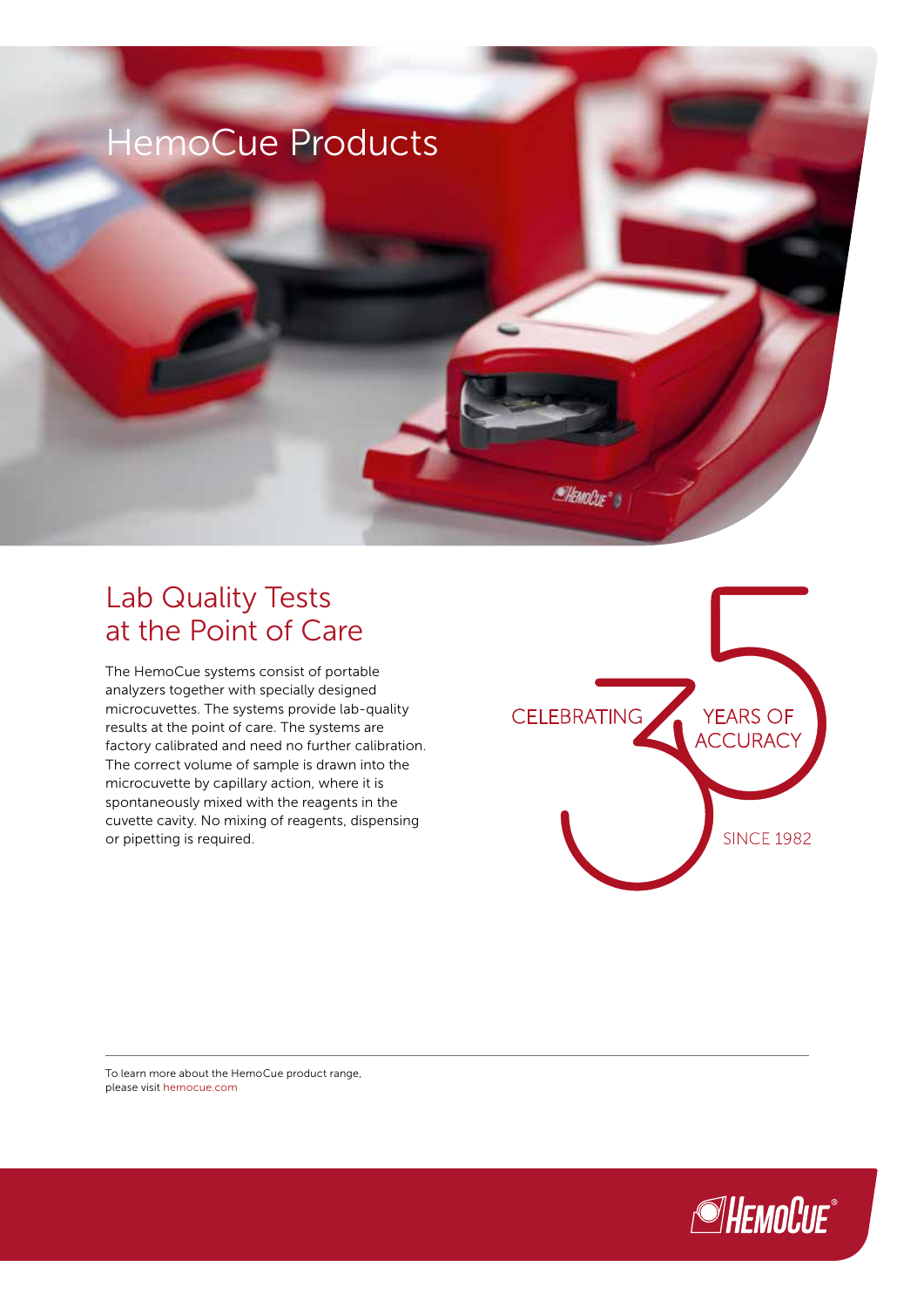# HemoCue Products

## Lab Quality Tests at the Point of Care

The HemoCue systems consist of portable analyzers together with specially designed microcuvettes. The systems provide lab-quality results at the point of care. The systems are factory calibrated and need no further calibration. The correct volume of sample is drawn into the microcuvette by capillary action, where it is spontaneously mixed with the reagents in the cuvette cavity. No mixing of reagents, dispensing or pipetting is required.

CELEBRATING 35 YEARS OF ACCURACY SINCE 1982

To learn more about the HemoCue product range, please visit hemocue.com

HemoCue®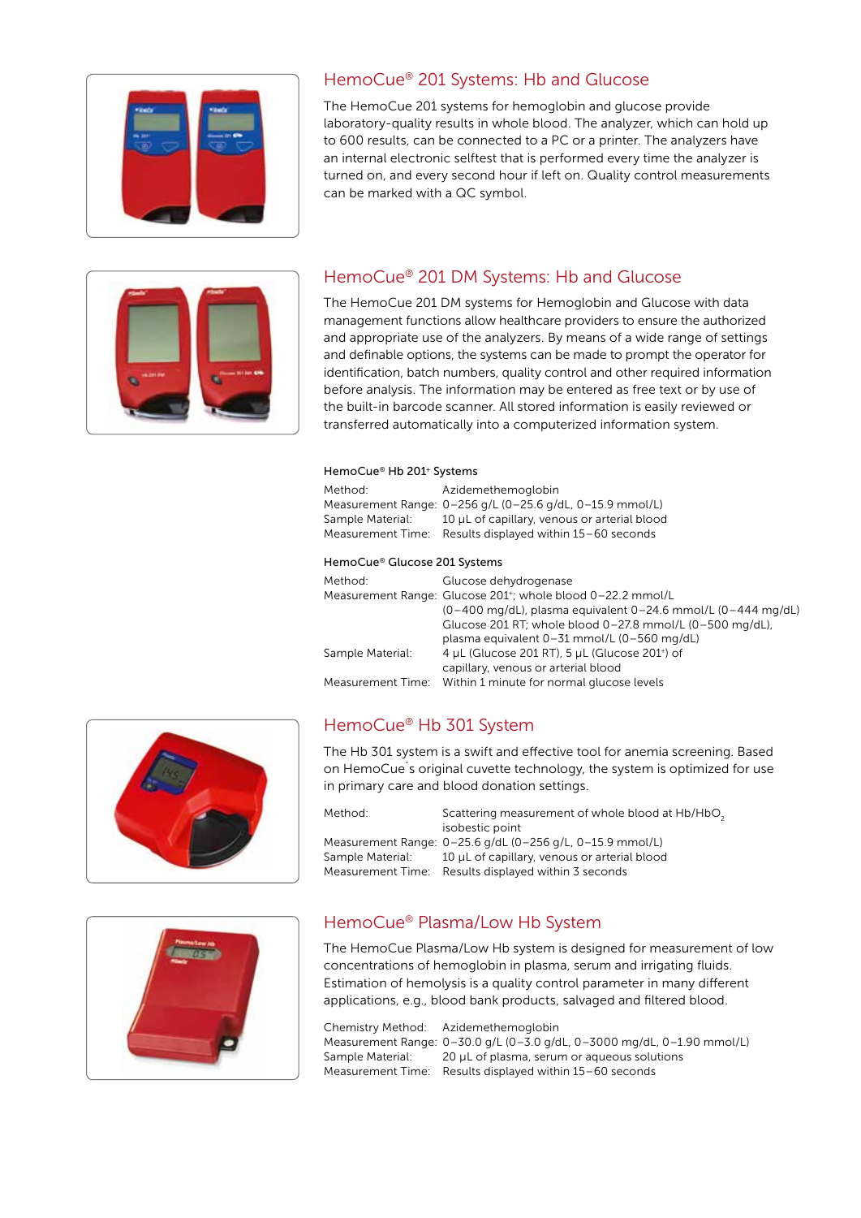## HemoCue® 201 Systems: Hb and Glucose

The HemoCue 201 systems for hemoglobin and glucose provide laboratory-quality results in whole blood. The analyzer, which can hold up to 600 results, can be connected to a PC or a printer. The analyzers have an internal electronic selftest that is performed every time the analyzer is turned on, and every second hour if left on. Quality control measurements can be marked with a QC symbol.

## HemoCue® 201 DM Systems: Hb and Glucose

The HemoCue 201 DM systems for Hemoglobin and Glucose with data management functions allow healthcare providers to ensure the authorized and appropriate use of the analyzers. By means of a wide range of settings and definable options, the systems can be made to prompt the operator for identification, batch numbers, quality control and other required information before analysis. The information may be entered as free text or by use of the built-in barcode scanner. All stored information is easily reviewed or transferred automatically into a computerized information system.

### HemoCue® Hb 201+ Systems

| | |
|---|---|
| Method: | Azidemethemoglobin |
| Measurement Range: | 0–256 g/L (0–25.6 g/dL, 0–15.9 mmol/L) |
| Sample Material: | 10 µL of capillary, venous or arterial blood |
| Measurement Time: | Results displayed within 15–60 seconds |

### HemoCue® Glucose 201 Systems

| | |
|---|---|
| Method: | Glucose dehydrogenase |
| Measurement Range: | Glucose 201+; whole blood 0–22.2 mmol/L (0–400 mg/dL), plasma equivalent 0–24.6 mmol/L (0–444 mg/dL) Glucose 201 RT; whole blood 0–27.8 mmol/L (0–500 mg/dL), plasma equivalent 0–31 mmol/L (0–560 mg/dL) |
| Sample Material: | 4 µL (Glucose 201 RT), 5 µL (Glucose 201+) of capillary, venous or arterial blood |
| Measurement Time: | Within 1 minute for normal glucose levels |

## HemoCue® Hb 301 System

The Hb 301 system is a swift and effective tool for anemia screening. Based on HemoCue´s original cuvette technology, the system is optimized for use in primary care and blood donation settings.

| | |
|---|---|
| Method: | Scattering measurement of whole blood at Hb/$HbO_2$ isobestic point |
| Measurement Range: | 0–25.6 g/dL (0–256 g/L, 0–15.9 mmol/L) |
| Sample Material: | 10 µL of capillary, venous or arterial blood |
| Measurement Time: | Results displayed within 3 seconds |

## HemoCue® Plasma/Low Hb System

The HemoCue Plasma/Low Hb system is designed for measurement of low concentrations of hemoglobin in plasma, serum and irrigating fluids. Estimation of hemolysis is a quality control parameter in many different applications, e.g., blood bank products, salvaged and filtered blood.

| | |
|---|---|
| Chemistry Method: | Azidemethemoglobin |
| Measurement Range: | 0–30.0 g/L (0–3.0 g/dL, 0–3000 mg/dL, 0–1.90 mmol/L) |
| Sample Material: | 20 µL of plasma, serum or aqueous solutions |
| Measurement Time: | Results displayed within 15–60 seconds |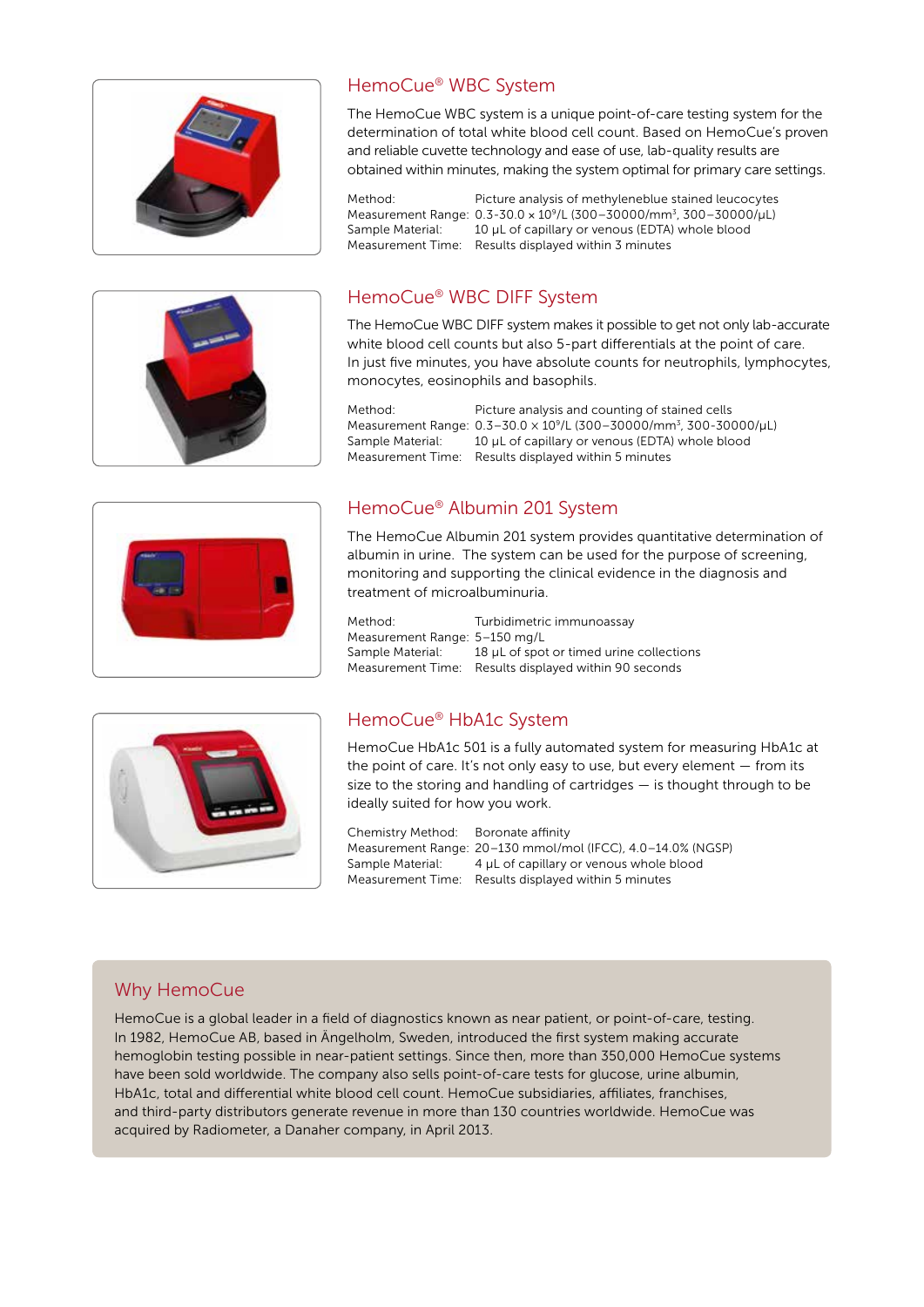## HemoCue® WBC System

The HemoCue WBC system is a unique point-of-care testing system for the determination of total white blood cell count. Based on HemoCue's proven and reliable cuvette technology and ease of use, lab-quality results are obtained within minutes, making the system optimal for primary care settings.

Method: Picture analysis of methyleneblue stained leucocytes
Measurement Range: $0.3\text{-}30.0 \times 10^9/L$ ($300–30000/mm^3$, $300–30000/\mu L$)
Sample Material: 10 µL of capillary or venous (EDTA) whole blood
Measurement Time: Results displayed within 3 minutes

## HemoCue® WBC DIFF System

The HemoCue WBC DIFF system makes it possible to get not only lab-accurate white blood cell counts but also 5-part differentials at the point of care. In just five minutes, you have absolute counts for neutrophils, lymphocytes, monocytes, eosinophils and basophils.

Method: Picture analysis and counting of stained cells
Measurement Range: $0.3–30.0 \times 10^9/L$ ($300–30000/mm^3$, $300\text{-}30000/\mu L$)
Sample Material: 10 µL of capillary or venous (EDTA) whole blood
Measurement Time: Results displayed within 5 minutes

## HemoCue® Albumin 201 System

The HemoCue Albumin 201 system provides quantitative determination of albumin in urine. The system can be used for the purpose of screening, monitoring and supporting the clinical evidence in the diagnosis and treatment of microalbuminuria.

Method: Turbidimetric immunoassay
Measurement Range: 5–150 mg/L
Sample Material: 18 µL of spot or timed urine collections
Measurement Time: Results displayed within 90 seconds

## HemoCue® HbA1c System

HemoCue HbA1c 501 is a fully automated system for measuring HbA1c at the point of care. It's not only easy to use, but every element — from its size to the storing and handling of cartridges — is thought through to be ideally suited for how you work.

Chemistry Method: Boronate affinity
Measurement Range: 20–130 mmol/mol (IFCC), 4.0–14.0% (NGSP)
Sample Material: 4 µL of capillary or venous whole blood
Measurement Time: Results displayed within 5 minutes

## Why HemoCue

HemoCue is a global leader in a field of diagnostics known as near patient, or point-of-care, testing. In 1982, HemoCue AB, based in Ängelholm, Sweden, introduced the first system making accurate hemoglobin testing possible in near-patient settings. Since then, more than 350,000 HemoCue systems have been sold worldwide. The company also sells point-of-care tests for glucose, urine albumin, HbA1c, total and differential white blood cell count. HemoCue subsidiaries, affiliates, franchises, and third-party distributors generate revenue in more than 130 countries worldwide. HemoCue was acquired by Radiometer, a Danaher company, in April 2013.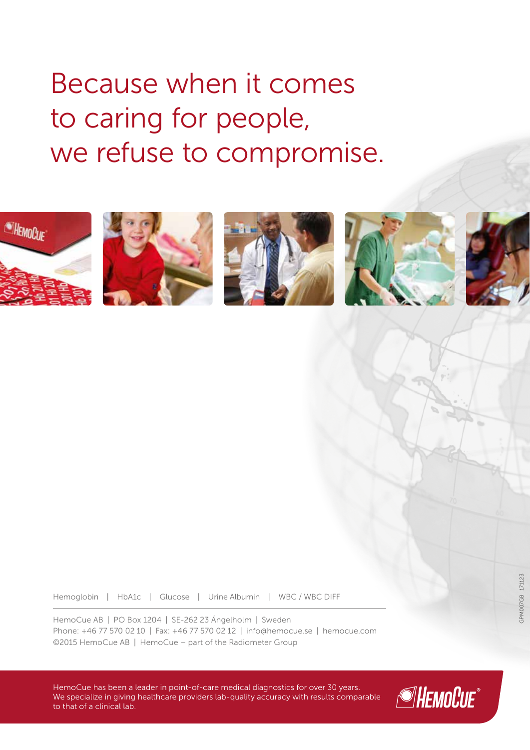# Because when it comes to caring for people, we refuse to compromise.

Hemoglobin | HbA1c | Glucose | Urine Albumin | WBC / WBC DIFF

HemoCue AB | PO Box 1204 | SE-262 23 Ängelholm | Sweden
Phone: +46 77 570 02 10 | Fax: +46 77 570 02 12 | info@hemocue.se | hemocue.com
©2015 HemoCue AB | HemoCue – part of the Radiometer Group

GPM007GB 171123

HemoCue has been a leader in point-of-care medical diagnostics for over 30 years. We specialize in giving healthcare providers lab-quality accuracy with results comparable to that of a clinical lab.

HEMOCUE®